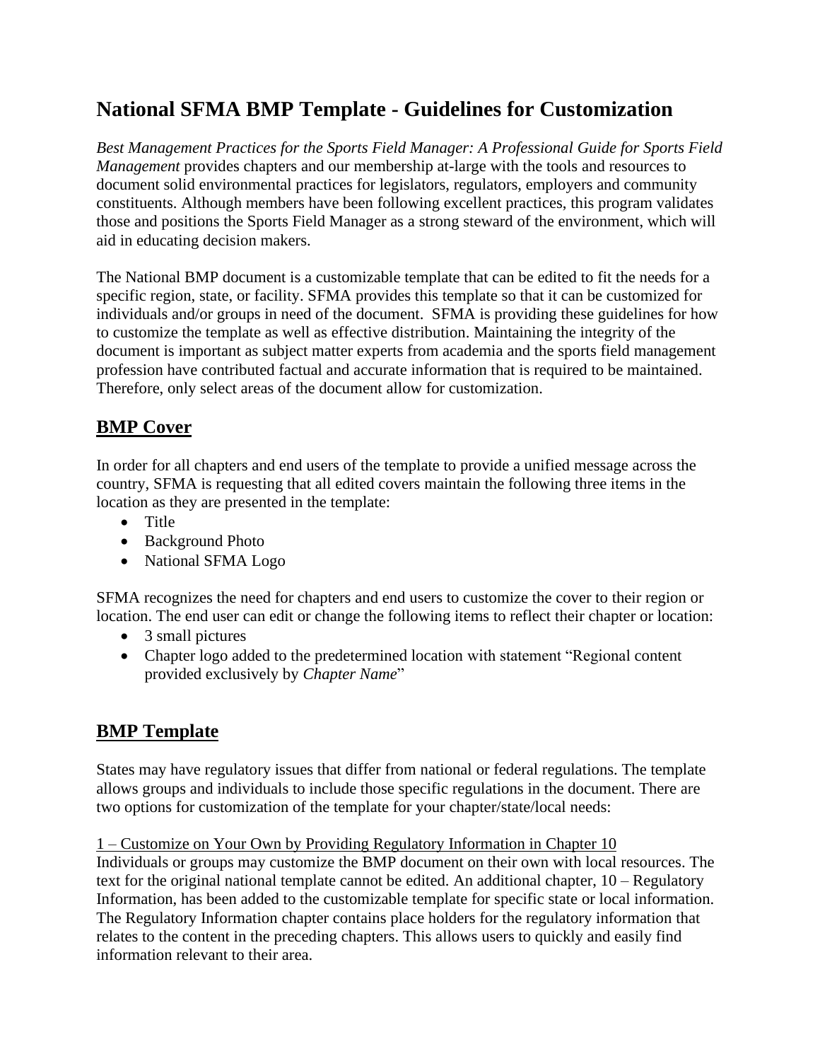# National SFMA BMP Template - Guidelines for Customization

*Best Management Practices for the Sports Field Manager: A Professional Guide for Sports Field Management* provides chapters and our membership at-large with the tools and resources to document solid environmental practices for legislators, regulators, employers and community constituents. Although members have been following excellent practices, this program validates those and positions the Sports Field Manager as a strong steward of the environment, which will aid in educating decision makers.

The National BMP document is a customizable template that can be edited to fit the needs for a specific region, state, or facility. SFMA provides this template so that it can be customized for individuals and/or groups in need of the document. SFMA is providing these guidelines for how to customize the template as well as effective distribution. Maintaining the integrity of the document is important as subject matter experts from academia and the sports field management profession have contributed factual and accurate information that is required to be maintained. Therefore, only select areas of the document allow for customization.

## BMP Cover

In order for all chapters and end users of the template to provide a unified message across the country, SFMA is requesting that all edited covers maintain the following three items in the location as they are presented in the template:

- Title
- Background Photo
- National SFMA Logo

SFMA recognizes the need for chapters and end users to customize the cover to their region or location. The end user can edit or change the following items to reflect their chapter or location:

- 3 small pictures
- Chapter logo added to the predetermined location with statement "Regional content provided exclusively by *Chapter Name*"

## BMP Template

States may have regulatory issues that differ from national or federal regulations. The template allows groups and individuals to include those specific regulations in the document. There are two options for customization of the template for your chapter/state/local needs:

<u>1 – Customize on Your Own by Providing Regulatory Information in Chapter 10</u>
Individuals or groups may customize the BMP document on their own with local resources. The text for the original national template cannot be edited. An additional chapter, 10 – Regulatory Information, has been added to the customizable template for specific state or local information. The Regulatory Information chapter contains place holders for the regulatory information that relates to the content in the preceding chapters. This allows users to quickly and easily find information relevant to their area.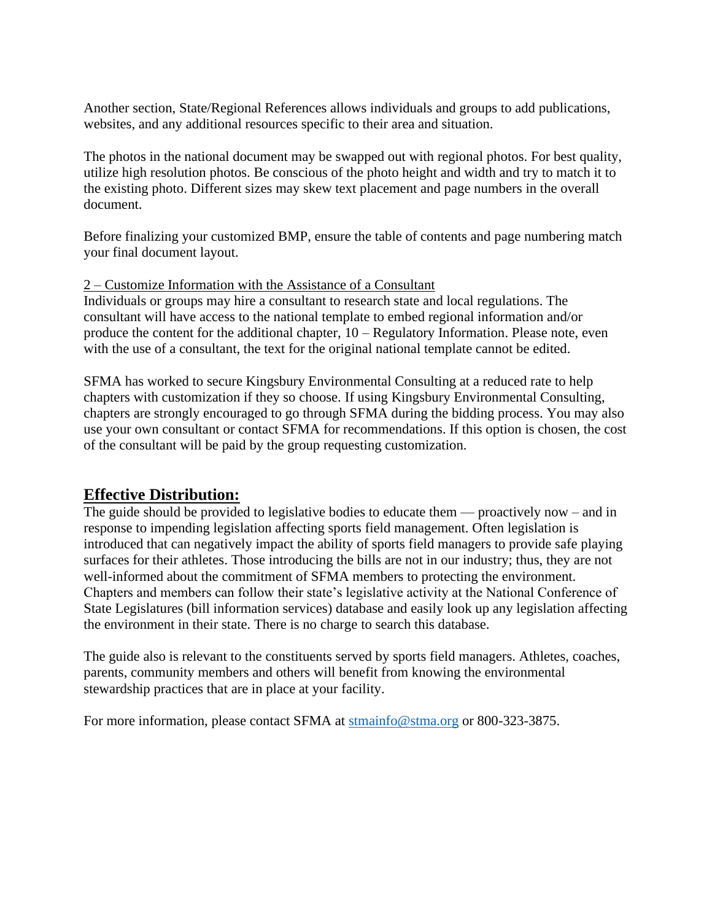Another section, State/Regional References allows individuals and groups to add publications, websites, and any additional resources specific to their area and situation.

The photos in the national document may be swapped out with regional photos. For best quality, utilize high resolution photos. Be conscious of the photo height and width and try to match it to the existing photo. Different sizes may skew text placement and page numbers in the overall document.

Before finalizing your customized BMP, ensure the table of contents and page numbering match your final document layout.

<u>2 – Customize Information with the Assistance of a Consultant</u>

Individuals or groups may hire a consultant to research state and local regulations. The consultant will have access to the national template to embed regional information and/or produce the content for the additional chapter, 10 – Regulatory Information. Please note, even with the use of a consultant, the text for the original national template cannot be edited.

SFMA has worked to secure Kingsbury Environmental Consulting at a reduced rate to help chapters with customization if they so choose. If using Kingsbury Environmental Consulting, chapters are strongly encouraged to go through SFMA during the bidding process. You may also use your own consultant or contact SFMA for recommendations. If this option is chosen, the cost of the consultant will be paid by the group requesting customization.

## Effective Distribution:

The guide should be provided to legislative bodies to educate them — proactively now – and in response to impending legislation affecting sports field management. Often legislation is introduced that can negatively impact the ability of sports field managers to provide safe playing surfaces for their athletes. Those introducing the bills are not in our industry; thus, they are not well-informed about the commitment of SFMA members to protecting the environment. Chapters and members can follow their state's legislative activity at the National Conference of State Legislatures (bill information services) database and easily look up any legislation affecting the environment in their state. There is no charge to search this database.

The guide also is relevant to the constituents served by sports field managers. Athletes, coaches, parents, community members and others will benefit from knowing the environmental stewardship practices that are in place at your facility.

For more information, please contact SFMA at stmainfo@stma.org or 800-323-3875.